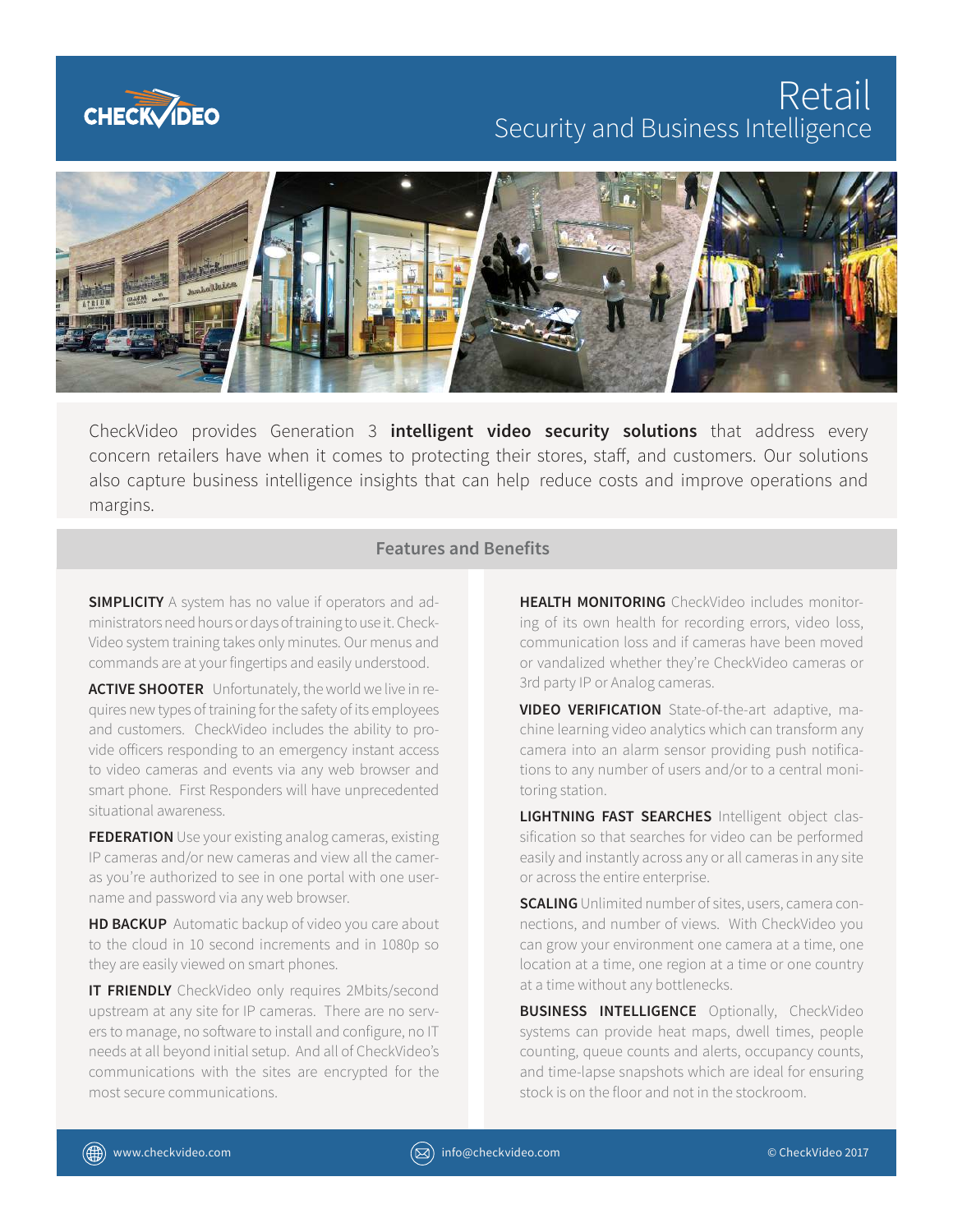CHECKVIDEO

# Retail

## Security and Business Intelligence

CheckVideo provides Generation 3 **intelligent video security solutions** that address every concern retailers have when it comes to protecting their stores, staff, and customers. Our solutions also capture business intelligence insights that can help reduce costs and improve operations and margins.

## Features and Benefits

**SIMPLICITY** A system has no value if operators and administrators need hours or days of training to use it. CheckVideo system training takes only minutes. Our menus and commands are at your fingertips and easily understood.

**ACTIVE SHOOTER** Unfortunately, the world we live in requires new types of training for the safety of its employees and customers. CheckVideo includes the ability to provide officers responding to an emergency instant access to video cameras and events via any web browser and smart phone. First Responders will have unprecedented situational awareness.

**FEDERATION** Use your existing analog cameras, existing IP cameras and/or new cameras and view all the cameras you're authorized to see in one portal with one username and password via any web browser.

**HD BACKUP** Automatic backup of video you care about to the cloud in 10 second increments and in 1080p so they are easily viewed on smart phones.

**IT FRIENDLY** CheckVideo only requires 2Mbits/second upstream at any site for IP cameras. There are no servers to manage, no software to install and configure, no IT needs at all beyond initial setup. And all of CheckVideo's communications with the sites are encrypted for the most secure communications.

**HEALTH MONITORING** CheckVideo includes monitoring of its own health for recording errors, video loss, communication loss and if cameras have been moved or vandalized whether they're CheckVideo cameras or 3rd party IP or Analog cameras.

**VIDEO VERIFICATION** State-of-the-art adaptive, machine learning video analytics which can transform any camera into an alarm sensor providing push notifications to any number of users and/or to a central monitoring station.

**LIGHTNING FAST SEARCHES** Intelligent object classification so that searches for video can be performed easily and instantly across any or all cameras in any site or across the entire enterprise.

**SCALING** Unlimited number of sites, users, camera connections, and number of views. With CheckVideo you can grow your environment one camera at a time, one location at a time, one region at a time or one country at a time without any bottlenecks.

**BUSINESS INTELLIGENCE** Optionally, CheckVideo systems can provide heat maps, dwell times, people counting, queue counts and alerts, occupancy counts, and time-lapse snapshots which are ideal for ensuring stock is on the floor and not in the stockroom.

www.checkvideo.com | info@checkvideo.com | © CheckVideo 2017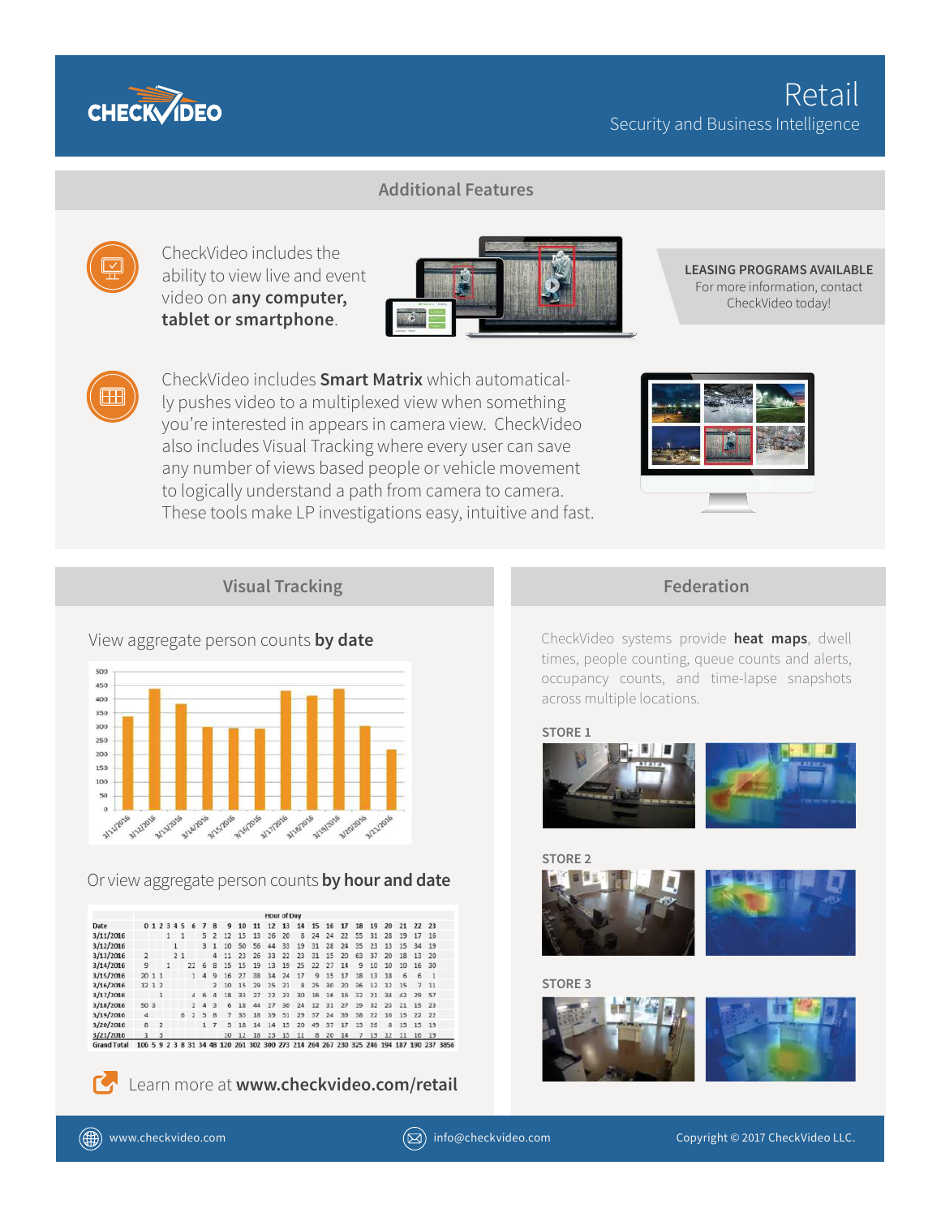# Retail

Security and Business Intelligence

## Additional Features

CheckVideo includes the ability to view live and event video on **any computer, tablet or smartphone**.

**LEASING PROGRAMS AVAILABLE**
For more information, contact CheckVideo today!

CheckVideo includes **Smart Matrix** which automatically pushes video to a multiplexed view when something you're interested in appears in camera view. CheckVideo also includes Visual Tracking where every user can save any number of views based people or vehicle movement to logically understand a path from camera to camera. These tools make LP investigations easy, intuitive and fast.

## Visual Tracking

View aggregate person counts **by date**

500
450
400
350
300
250
200
150
100
50
0

3/11/2016
3/12/2016
3/13/2016
3/14/2016
3/15/2016
3/16/2016
3/17/2016
3/18/2016
3/19/2016
3/20/2016
3/21/2016

Or view aggregate person counts **by hour and date**

| | Hour of Day | | | | | | | | | | | | | | | | | | | | | | | | |
|---|---|---|---|---|---|---|---|---|---|---|---|---|---|---|---|---|---|---|---|---|---|---|---|---|---|
| Date | 0 | 1 | 2 | 3 | 4 | 5 | 6 | 7 | 8 | 9 | 10 | 11 | 12 | 13 | 14 | 15 | 16 | 17 | 18 | 19 | 20 | 21 | 22 | 23 | |
| 3/11/2016 | | | | 1 | | 1 | | 5 | 2 | 12 | 15 | 13 | 26 | 20 | 8 | 24 | 24 | 22 | 55 | 31 | 28 | 19 | 17 | 16 | |
| 3/12/2016 | | | | | 1 | | | 3 | 1 | 10 | 50 | 56 | 44 | 33 | 19 | 31 | 28 | 24 | 35 | 23 | 13 | 15 | 34 | 19 | |
| 3/13/2016 | 2 | | | | 2 | 1 | | | 4 | 11 | 23 | 26 | 33 | 22 | 23 | 31 | 15 | 20 | 63 | 37 | 20 | 18 | 13 | 20 | |
| 3/14/2016 | 9 | | | 1 | | | 22 | 6 | 8 | 15 | 15 | 19 | 13 | 19 | 25 | 22 | 27 | 14 | 9 | 10 | 10 | 10 | 16 | 30 | |
| 3/15/2016 | 20 | 1 | 1 | | | | 1 | 4 | 9 | 16 | 27 | 38 | 34 | 24 | 17 | 9 | 15 | 17 | 18 | 13 | 18 | 6 | 6 | 1 | |
| 3/16/2016 | 12 | 1 | 2 | | | | | | 2 | 10 | 15 | 29 | 25 | 21 | 8 | 25 | 30 | 20 | 36 | 12 | 12 | 15 | 7 | 11 | |
| 3/17/2016 | | | 1 | | | | 4 | 6 | 4 | 18 | 33 | 27 | 22 | 23 | 30 | 16 | 16 | 16 | 32 | 21 | 24 | 42 | 29 | 57 | |
| 3/18/2016 | 50 | 3 | | | | | 2 | 4 | 3 | 6 | 18 | 44 | 27 | 30 | 24 | 12 | 31 | 27 | 39 | 32 | 23 | 21 | 15 | 23 | |
| 3/19/2016 | 4 | | | | | 6 | 2 | 5 | 8 | 7 | 35 | 18 | 39 | 51 | 29 | 37 | 24 | 39 | 38 | 22 | 16 | 15 | 22 | 22 | |
| 3/20/2016 | 8 | | 2 | | | | | 1 | 7 | 5 | 18 | 14 | 14 | 15 | 20 | 49 | 57 | 17 | 33 | 26 | 8 | 15 | 15 | 19 | |
| 3/21/2016 | 1 | | 3 | | | | | | | 10 | 12 | 18 | 23 | 15 | 11 | 8 | 20 | 14 | 7 | 19 | 12 | 11 | 10 | 19 | |
| Grand Total | 106 | 5 | 9 | 2 | 3 | 8 | 31 | 34 | 48 | 120 | 261 | 302 | 300 | 273 | 214 | 264 | 267 | 230 | 325 | 246 | 194 | 187 | 190 | 237 | 3856 |

Learn more at **www.checkvideo.com/retail**

## Federation

CheckVideo systems provide **heat maps**, dwell times, people counting, queue counts and alerts, occupancy counts, and time-lapse snapshots across multiple locations.

**STORE 1**

**STORE 2**

**STORE 3**

www.checkvideo.com

info@checkvideo.com

Copyright © 2017 CheckVideo LLC.